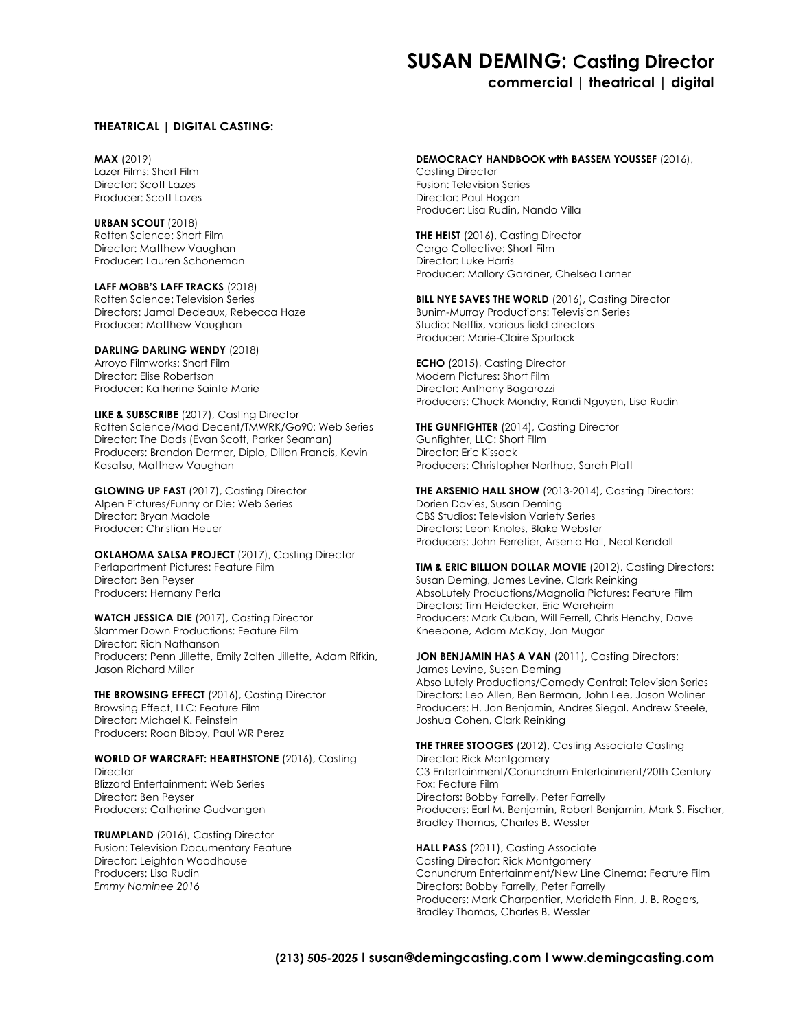# SUSAN DEMING: Casting Director

**commercial | theatrical | digital**

## THEATRICAL | DIGITAL CASTING:

**MAX** (2019)
Lazer Films: Short Film
Director: Scott Lazes
Producer: Scott Lazes

**URBAN SCOUT** (2018)
Rotten Science: Short Film
Director: Matthew Vaughan
Producer: Lauren Schoneman

**LAFF MOBB'S LAFF TRACKS** (2018)
Rotten Science: Television Series
Directors: Jamal Dedeaux, Rebecca Haze
Producer: Matthew Vaughan

**DARLING DARLING WENDY** (2018)
Arroyo Filmworks: Short Film
Director: Elise Robertson
Producer: Katherine Sainte Marie

**LIKE & SUBSCRIBE** (2017), Casting Director
Rotten Science/Mad Decent/TMWRK/Go90: Web Series
Director: The Dads (Evan Scott, Parker Seaman)
Producers: Brandon Dermer, Diplo, Dillon Francis, Kevin Kasatsu, Matthew Vaughan

**GLOWING UP FAST** (2017), Casting Director
Alpen Pictures/Funny or Die: Web Series
Director: Bryan Madole
Producer: Christian Heuer

**OKLAHOMA SALSA PROJECT** (2017), Casting Director
Perlapartment Pictures: Feature Film
Director: Ben Peyser
Producers: Hernany Perla

**WATCH JESSICA DIE** (2017), Casting Director
Slammer Down Productions: Feature Film
Director: Rich Nathanson
Producers: Penn Jillette, Emily Zolten Jillette, Adam Rifkin, Jason Richard Miller

**THE BROWSING EFFECT** (2016), Casting Director
Browsing Effect, LLC: Feature Film
Director: Michael K. Feinstein
Producers: Roan Bibby, Paul WR Perez

**WORLD OF WARCRAFT: HEARTHSTONE** (2016), Casting Director
Blizzard Entertainment: Web Series
Director: Ben Peyser
Producers: Catherine Gudvangen

**TRUMPLAND** (2016), Casting Director
Fusion: Television Documentary Feature
Director: Leighton Woodhouse
Producers: Lisa Rudin
*Emmy Nominee 2016*

**DEMOCRACY HANDBOOK with BASSEM YOUSSEF** (2016), Casting Director
Fusion: Television Series
Director: Paul Hogan
Producer: Lisa Rudin, Nando Villa

**THE HEIST** (2016), Casting Director
Cargo Collective: Short Film
Director: Luke Harris
Producer: Mallory Gardner, Chelsea Larner

**BILL NYE SAVES THE WORLD** (2016), Casting Director
Bunim-Murray Productions: Television Series
Studio: Netflix, various field directors
Producer: Marie-Claire Spurlock

**ECHO** (2015), Casting Director
Modern Pictures: Short Film
Director: Anthony Bagarozzi
Producers: Chuck Mondry, Randi Nguyen, Lisa Rudin

**THE GUNFIGHTER** (2014), Casting Director
Gunfighter, LLC: Short FIlm
Director: Eric Kissack
Producers: Christopher Northup, Sarah Platt

**THE ARSENIO HALL SHOW** (2013-2014), Casting Directors:
Dorien Davies, Susan Deming
CBS Studios: Television Variety Series
Directors: Leon Knoles, Blake Webster
Producers: John Ferretier, Arsenio Hall, Neal Kendall

**TIM & ERIC BILLION DOLLAR MOVIE** (2012), Casting Directors:
Susan Deming, James Levine, Clark Reinking
AbsoLutely Productions/Magnolia Pictures: Feature Film
Directors: Tim Heidecker, Eric Wareheim
Producers: Mark Cuban, Will Ferrell, Chris Henchy, Dave Kneebone, Adam McKay, Jon Mugar

**JON BENJAMIN HAS A VAN** (2011), Casting Directors:
James Levine, Susan Deming
Abso Lutely Productions/Comedy Central: Television Series
Directors: Leo Allen, Ben Berman, John Lee, Jason Woliner
Producers: H. Jon Benjamin, Andres Siegal, Andrew Steele, Joshua Cohen, Clark Reinking

**THE THREE STOOGES** (2012), Casting Associate Casting
Director: Rick Montgomery
C3 Entertainment/Conundrum Entertainment/20th Century Fox: Feature Film
Directors: Bobby Farrelly, Peter Farrelly
Producers: Earl M. Benjamin, Robert Benjamin, Mark S. Fischer, Bradley Thomas, Charles B. Wessler

**HALL PASS** (2011), Casting Associate
Casting Director: Rick Montgomery
Conundrum Entertainment/New Line Cinema: Feature Film
Directors: Bobby Farrelly, Peter Farrelly
Producers: Mark Charpentier, Merideth Finn, J. B. Rogers, Bradley Thomas, Charles B. Wessler

**(213) 505-2025 I susan@demingcasting.com I www.demingcasting.com**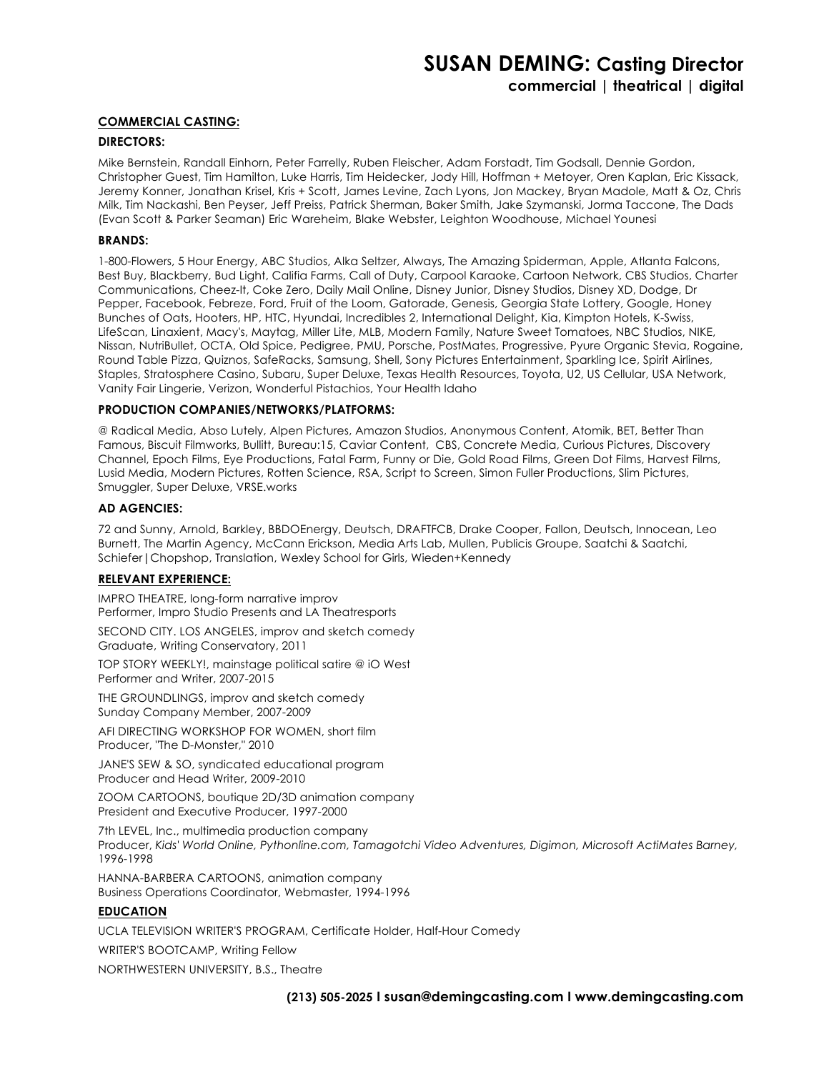# SUSAN DEMING: Casting Director

**commercial | theatrical | digital**

## COMMERCIAL CASTING:

### DIRECTORS:

Mike Bernstein, Randall Einhorn, Peter Farrelly, Ruben Fleischer, Adam Forstadt, Tim Godsall, Dennie Gordon, Christopher Guest, Tim Hamilton, Luke Harris, Tim Heidecker, Jody Hill, Hoffman + Metoyer, Oren Kaplan, Eric Kissack, Jeremy Konner, Jonathan Krisel, Kris + Scott, James Levine, Zach Lyons, Jon Mackey, Bryan Madole, Matt & Oz, Chris Milk, Tim Nackashi, Ben Peyser, Jeff Preiss, Patrick Sherman, Baker Smith, Jake Szymanski, Jorma Taccone, The Dads (Evan Scott & Parker Seaman) Eric Wareheim, Blake Webster, Leighton Woodhouse, Michael Younesi

### BRANDS:

1-800-Flowers, 5 Hour Energy, ABC Studios, Alka Seltzer, Always, The Amazing Spiderman, Apple, Atlanta Falcons, Best Buy, Blackberry, Bud Light, Califia Farms, Call of Duty, Carpool Karaoke, Cartoon Network, CBS Studios, Charter Communications, Cheez-It, Coke Zero, Daily Mail Online, Disney Junior, Disney Studios, Disney XD, Dodge, Dr Pepper, Facebook, Febreze, Ford, Fruit of the Loom, Gatorade, Genesis, Georgia State Lottery, Google, Honey Bunches of Oats, Hooters, HP, HTC, Hyundai, Incredibles 2, International Delight, Kia, Kimpton Hotels, K-Swiss, LifeScan, Linaxient, Macy's, Maytag, Miller Lite, MLB, Modern Family, Nature Sweet Tomatoes, NBC Studios, NIKE, Nissan, NutriBullet, OCTA, Old Spice, Pedigree, PMU, Porsche, PostMates, Progressive, Pyure Organic Stevia, Rogaine, Round Table Pizza, Quiznos, SafeRacks, Samsung, Shell, Sony Pictures Entertainment, Sparkling Ice, Spirit Airlines, Staples, Stratosphere Casino, Subaru, Super Deluxe, Texas Health Resources, Toyota, U2, US Cellular, USA Network, Vanity Fair Lingerie, Verizon, Wonderful Pistachios, Your Health Idaho

### PRODUCTION COMPANIES/NETWORKS/PLATFORMS:

@ Radical Media, Abso Lutely, Alpen Pictures, Amazon Studios, Anonymous Content, Atomik, BET, Better Than Famous, Biscuit Filmworks, Bullitt, Bureau:15, Caviar Content, CBS, Concrete Media, Curious Pictures, Discovery Channel, Epoch Films, Eye Productions, Fatal Farm, Funny or Die, Gold Road Films, Green Dot Films, Harvest Films, Lusid Media, Modern Pictures, Rotten Science, RSA, Script to Screen, Simon Fuller Productions, Slim Pictures, Smuggler, Super Deluxe, VRSE.works

### AD AGENCIES:

72 and Sunny, Arnold, Barkley, BBDOEnergy, Deutsch, DRAFTFCB, Drake Cooper, Fallon, Deutsch, Innocean, Leo Burnett, The Martin Agency, McCann Erickson, Media Arts Lab, Mullen, Publicis Groupe, Saatchi & Saatchi, Schiefer|Chopshop, Translation, Wexley School for Girls, Wieden+Kennedy

## RELEVANT EXPERIENCE:

IMPRO THEATRE, long-form narrative improv
Performer, Impro Studio Presents and LA Theatresports

SECOND CITY. LOS ANGELES, improv and sketch comedy
Graduate, Writing Conservatory, 2011

TOP STORY WEEKLY!, mainstage political satire @ iO West
Performer and Writer, 2007-2015

THE GROUNDLINGS, improv and sketch comedy
Sunday Company Member, 2007-2009

AFI DIRECTING WORKSHOP FOR WOMEN, short film
Producer, "The D-Monster," 2010

JANE'S SEW & SO, syndicated educational program
Producer and Head Writer, 2009-2010

ZOOM CARTOONS, boutique 2D/3D animation company
President and Executive Producer, 1997-2000

7th LEVEL, Inc., multimedia production company
Producer, *Kids' World Online, Pythonline.com, Tamagotchi Video Adventures, Digimon, Microsoft ActiMates Barney,* 1996-1998

HANNA-BARBERA CARTOONS, animation company
Business Operations Coordinator, Webmaster, 1994-1996

## EDUCATION

UCLA TELEVISION WRITER'S PROGRAM, Certificate Holder, Half-Hour Comedy

WRITER'S BOOTCAMP, Writing Fellow

NORTHWESTERN UNIVERSITY, B.S., Theatre

**(213) 505-2025 I susan@demingcasting.com I www.demingcasting.com**